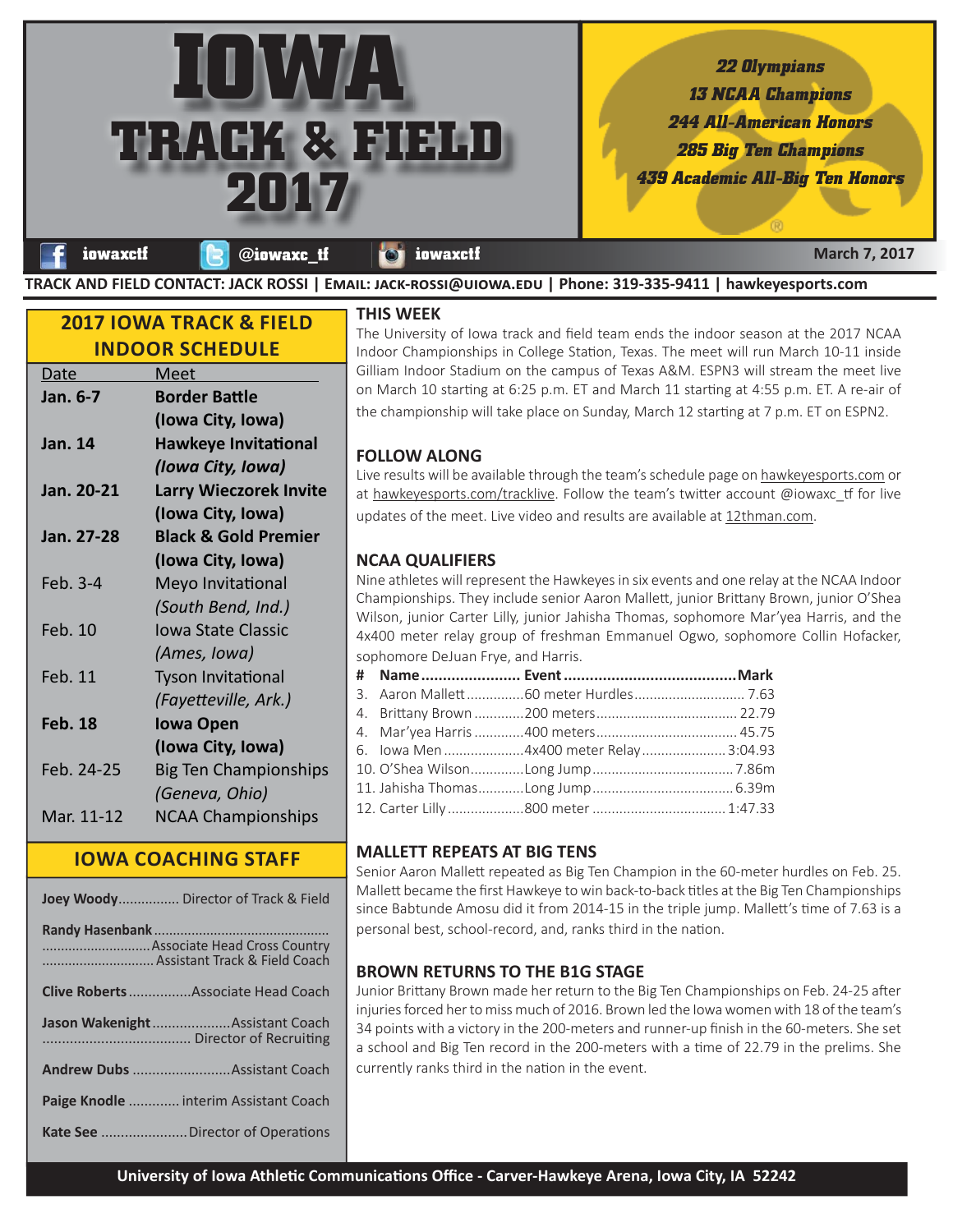# IOWA TRACK & FIELD 2017

*22 Olympians*
*13 NCAA Champions*
*244 All-American Honors*
*285 Big Ten Champions*
*439 Academic All-Big Ten Honors*

iowaxctf | @iowaxc_tf | iowaxctf

March 7, 2017

TRACK AND FIELD CONTACT: JACK ROSSI | EMAIL: JACK-ROSSI@UIOWA.EDU | Phone: 319-335-9411 | hawkeyesports.com

## 2017 IOWA TRACK & FIELD INDOOR SCHEDULE

| Date | Meet |
|---|---|
| **Jan. 6-7** | **Border Battle** **(Iowa City, Iowa)** |
| **Jan. 14** | **Hawkeye Invitational** ***(Iowa City, Iowa)*** |
| **Jan. 20-21** | **Larry Wieczorek Invite** **(Iowa City, Iowa)** |
| **Jan. 27-28** | **Black & Gold Premier** **(Iowa City, Iowa)** |
| Feb. 3-4 | Meyo Invitational *(South Bend, Ind.)* |
| Feb. 10 | Iowa State Classic *(Ames, Iowa)* |
| Feb. 11 | Tyson Invitational *(Fayetteville, Ark.)* |
| **Feb. 18** | **Iowa Open** **(Iowa City, Iowa)** |
| Feb. 24-25 | Big Ten Championships *(Geneva, Ohio)* |
| Mar. 11-12 | NCAA Championships |

## IOWA COACHING STAFF

- **Joey Woody** ................ Director of Track & Field
- **Randy Hasenbank** ................ Associate Head Cross Country ................ Assistant Track & Field Coach
- **Clive Roberts** ................ Associate Head Coach
- **Jason Wakenight** ................ Assistant Coach ................ Director of Recruiting
- **Andrew Dubs** ................ Assistant Coach
- **Paige Knodle** ................ interim Assistant Coach
- **Kate See** ................ Director of Operations

## THIS WEEK

The University of Iowa track and field team ends the indoor season at the 2017 NCAA Indoor Championships in College Station, Texas. The meet will run March 10-11 inside Gilliam Indoor Stadium on the campus of Texas A&M. ESPN3 will stream the meet live on March 10 starting at 6:25 p.m. ET and March 11 starting at 4:55 p.m. ET. A re-air of the championship will take place on Sunday, March 12 starting at 7 p.m. ET on ESPN2.

## FOLLOW ALONG

Live results will be available through the team's schedule page on hawkeyesports.com or at hawkeyesports.com/tracklive. Follow the team's twitter account @iowaxc_tf for live updates of the meet. Live video and results are available at 12thman.com.

## NCAA QUALIFIERS

Nine athletes will represent the Hawkeyes in six events and one relay at the NCAA Indoor Championships. They include senior Aaron Mallett, junior Brittany Brown, junior O'Shea Wilson, junior Carter Lilly, junior Jahisha Thomas, sophomore Mar'yea Harris, and the 4x400 meter relay group of freshman Emmanuel Ogwo, sophomore Collin Hofacker, sophomore DeJuan Frye, and Harris.

| # | Name | Event | Mark |
|---|---|---|---|
| 3. | Aaron Mallett | 60 meter Hurdles | 7.63 |
| 4. | Brittany Brown | 200 meters | 22.79 |
| 4. | Mar'yea Harris | 400 meters | 45.75 |
| 6. | Iowa Men | 4x400 meter Relay | 3:04.93 |
| 10. | O'Shea Wilson | Long Jump | 7.86m |
| 11. | Jahisha Thomas | Long Jump | 6.39m |
| 12. | Carter Lilly | 800 meter | 1:47.33 |

## MALLETT REPEATS AT BIG TENS

Senior Aaron Mallett repeated as Big Ten Champion in the 60-meter hurdles on Feb. 25. Mallett became the first Hawkeye to win back-to-back titles at the Big Ten Championships since Babtunde Amosu did it from 2014-15 in the triple jump. Mallett's time of 7.63 is a personal best, school-record, and, ranks third in the nation.

## BROWN RETURNS TO THE B1G STAGE

Junior Brittany Brown made her return to the Big Ten Championships on Feb. 24-25 after injuries forced her to miss much of 2016. Brown led the Iowa women with 18 of the team's 34 points with a victory in the 200-meters and runner-up finish in the 60-meters. She set a school and Big Ten record in the 200-meters with a time of 22.79 in the prelims. She currently ranks third in the nation in the event.

University of Iowa Athletic Communications Office - Carver-Hawkeye Arena, Iowa City, IA 52242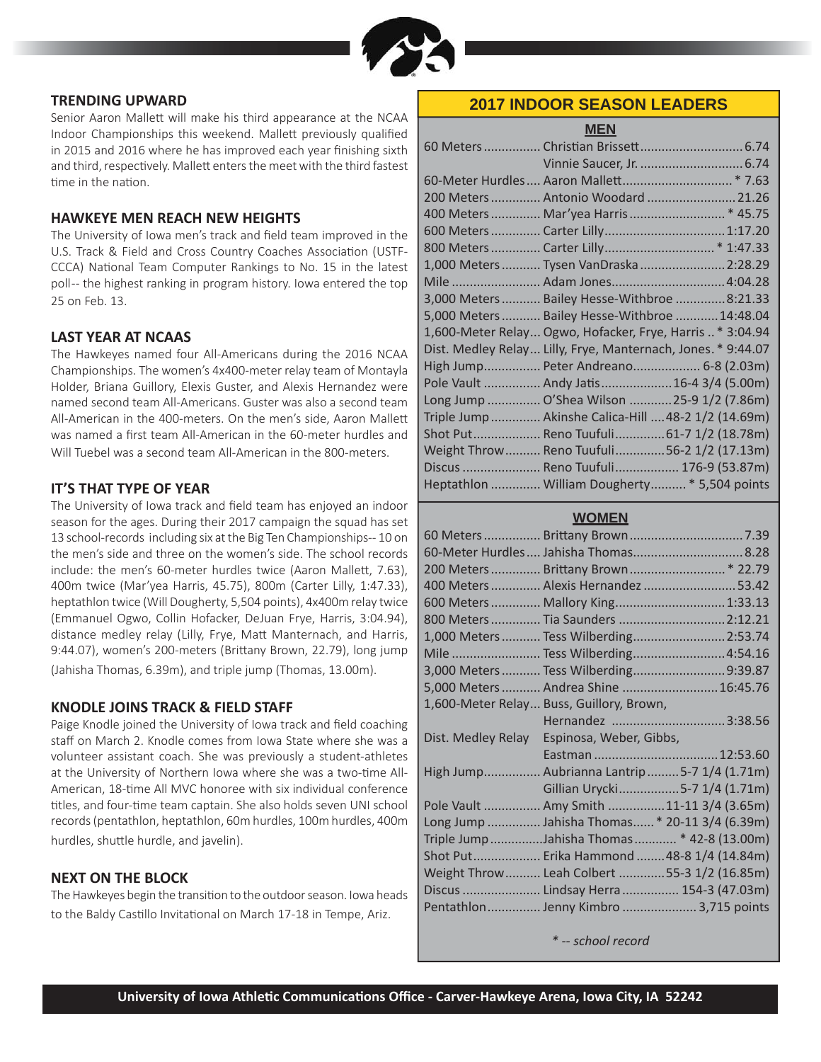## TRENDING UPWARD

Senior Aaron Mallett will make his third appearance at the NCAA Indoor Championships this weekend. Mallett previously qualified in 2015 and 2016 where he has improved each year finishing sixth and third, respectively. Mallett enters the meet with the third fastest time in the nation.

## HAWKEYE MEN REACH NEW HEIGHTS

The University of Iowa men's track and field team improved in the U.S. Track & Field and Cross Country Coaches Association (USTF-CCCA) National Team Computer Rankings to No. 15 in the latest poll-- the highest ranking in program history. Iowa entered the top 25 on Feb. 13.

## LAST YEAR AT NCAAS

The Hawkeyes named four All-Americans during the 2016 NCAA Championships. The women's 4x400-meter relay team of Montayla Holder, Briana Guillory, Elexis Guster, and Alexis Hernandez were named second team All-Americans. Guster was also a second team All-American in the 400-meters. On the men's side, Aaron Mallett was named a first team All-American in the 60-meter hurdles and Will Tuebel was a second team All-American in the 800-meters.

## IT'S THAT TYPE OF YEAR

The University of Iowa track and field team has enjoyed an indoor season for the ages. During their 2017 campaign the squad has set 13 school-records including six at the Big Ten Championships-- 10 on the men's side and three on the women's side. The school records include: the men's 60-meter hurdles twice (Aaron Mallett, 7.63), 400m twice (Mar'yea Harris, 45.75), 800m (Carter Lilly, 1:47.33), heptathlon twice (Will Dougherty, 5,504 points), 4x400m relay twice (Emmanuel Ogwo, Collin Hofacker, DeJuan Frye, Harris, 3:04.94), distance medley relay (Lilly, Frye, Matt Manternach, and Harris, 9:44.07), women's 200-meters (Brittany Brown, 22.79), long jump (Jahisha Thomas, 6.39m), and triple jump (Thomas, 13.00m).

## KNODLE JOINS TRACK & FIELD STAFF

Paige Knodle joined the University of Iowa track and field coaching staff on March 2. Knodle comes from Iowa State where she was a volunteer assistant coach. She was previously a student-athletes at the University of Northern Iowa where she was a two-time All-American, 18-time All MVC honoree with six individual conference titles, and four-time team captain. She also holds seven UNI school records (pentathlon, heptathlon, 60m hurdles, 100m hurdles, 400m hurdles, shuttle hurdle, and javelin).

## NEXT ON THE BLOCK

The Hawkeyes begin the transition to the outdoor season. Iowa heads to the Baldy Castillo Invitational on March 17-18 in Tempe, Ariz.

## 2017 INDOOR SEASON LEADERS

### MEN

| Event | Athlete | Mark |
|---|---|---|
| 60 Meters | Christian Brissett | 6.74 |
| | Vinnie Saucer, Jr. | 6.74 |
| 60-Meter Hurdles | Aaron Mallett | * 7.63 |
| 200 Meters | Antonio Woodard | 21.26 |
| 400 Meters | Mar'yea Harris | * 45.75 |
| 600 Meters | Carter Lilly | 1:17.20 |
| 800 Meters | Carter Lilly | * 1:47.33 |
| 1,000 Meters | Tysen VanDraska | 2:28.29 |
| Mile | Adam Jones | 4:04.28 |
| 3,000 Meters | Bailey Hesse-Withbroe | 8:21.33 |
| 5,000 Meters | Bailey Hesse-Withbroe | 14:48.04 |
| 1,600-Meter Relay | Ogwo, Hofacker, Frye, Harris | * 3:04.94 |
| Dist. Medley Relay | Lilly, Frye, Manternach, Jones | * 9:44.07 |
| High Jump | Peter Andreano | 6-8 (2.03m) |
| Pole Vault | Andy Jatis | 16-4 3/4 (5.00m) |
| Long Jump | O'Shea Wilson | 25-9 1/2 (7.86m) |
| Triple Jump | Akinshe Calica-Hill | 48-2 1/2 (14.69m) |
| Shot Put | Reno Tuufuli | 61-7 1/2 (18.78m) |
| Weight Throw | Reno Tuufuli | 56-2 1/2 (17.13m) |
| Discus | Reno Tuufuli | 176-9 (53.87m) |
| Heptathlon | William Dougherty | * 5,504 points |

### WOMEN

| Event | Athlete | Mark |
|---|---|---|
| 60 Meters | Brittany Brown | 7.39 |
| 60-Meter Hurdles | Jahisha Thomas | 8.28 |
| 200 Meters | Brittany Brown | * 22.79 |
| 400 Meters | Alexis Hernandez | 53.42 |
| 600 Meters | Mallory King | 1:33.13 |
| 800 Meters | Tia Saunders | 2:12.21 |
| 1,000 Meters | Tess Wilberding | 2:53.74 |
| Mile | Tess Wilberding | 4:54.16 |
| 3,000 Meters | Tess Wilberding | 9:39.87 |
| 5,000 Meters | Andrea Shine | 16:45.76 |
| 1,600-Meter Relay | Buss, Guillory, Brown, Hernandez | 3:38.56 |
| Dist. Medley Relay | Espinosa, Weber, Gibbs, Eastman | 12:53.60 |
| High Jump | Aubrianna Lantrip | 5-7 1/4 (1.71m) |
| | Gillian Urycki | 5-7 1/4 (1.71m) |
| Pole Vault | Amy Smith | 11-11 3/4 (3.65m) |
| Long Jump | Jahisha Thomas | * 20-11 3/4 (6.39m) |
| Triple Jump | Jahisha Thomas | * 42-8 (13.00m) |
| Shot Put | Erika Hammond | 48-8 1/4 (14.84m) |
| Weight Throw | Leah Colbert | 55-3 1/2 (16.85m) |
| Discus | Lindsay Herra | 154-3 (47.03m) |
| Pentathlon | Jenny Kimbro | 3,715 points |

*\* -- school record*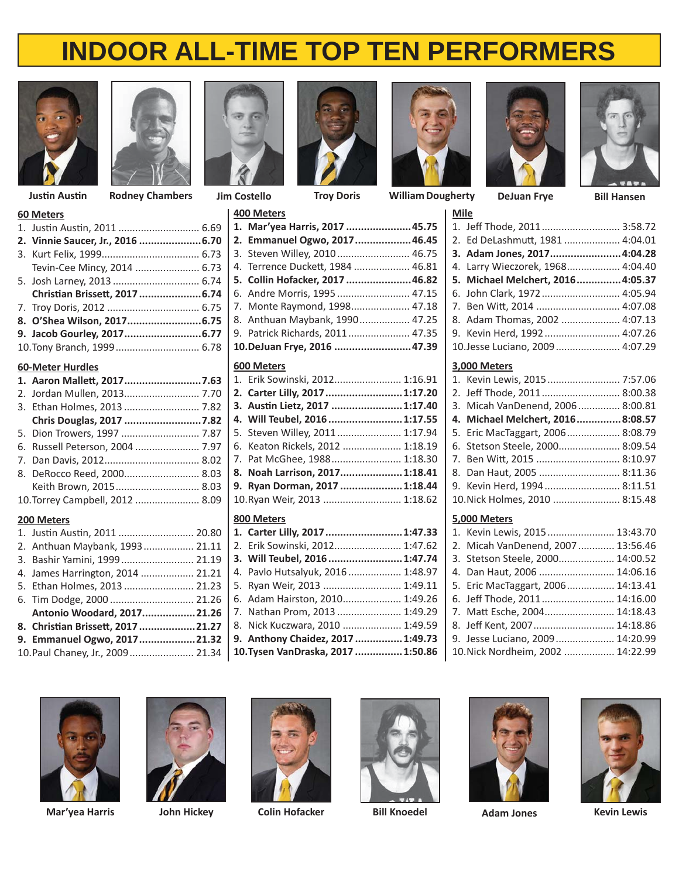# INDOOR ALL-TIME TOP TEN PERFORMERS

Justin Austin | Rodney Chambers | Jim Costello | Troy Doris | William Dougherty | DeJuan Frye | Bill Hansen

### 60 Meters

1. Justin Austin, 2011 ............ 6.69
2. **Vinnie Saucer, Jr., 2016 ............ 6.70**
3. Kurt Felix, 1999 ............ 6.73
   Tevin-Cee Mincy, 2014 ............ 6.73
5. Josh Larney, 2013 ............ 6.74
   **Christian Brissett, 2017 ............ 6.74**
7. Troy Doris, 2012 ............ 6.75
8. **O'Shea Wilson, 2017 ............ 6.75**
9. **Jacob Gourley, 2017 ............ 6.77**
10. Tony Branch, 1999 ............ 6.78

### 60-Meter Hurdles

1. **Aaron Mallett, 2017 ............ 7.63**
2. Jordan Mullen, 2013 ............ 7.70
3. Ethan Holmes, 2013 ............ 7.82
   **Chris Douglas, 2017 ............ 7.82**
5. Dion Trowers, 1997 ............ 7.87
6. Russell Peterson, 2004 ............ 7.97
7. Dan Davis, 2012 ............ 8.02
8. DeRocco Reed, 2000 ............ 8.03
   Keith Brown, 2015 ............ 8.03
10. Torrey Campbell, 2012 ............ 8.09

### 200 Meters

1. Justin Austin, 2011 ............ 20.80
2. Anthuan Maybank, 1993 ............ 21.11
3. Bashir Yamini, 1999 ............ 21.19
4. James Harrington, 2014 ............ 21.21
5. Ethan Holmes, 2013 ............ 21.23
6. Tim Dodge, 2000 ............ 21.26
   **Antonio Woodard, 2017 ............ 21.26**
8. **Christian Brissett, 2017 ............ 21.27**
9. **Emmanuel Ogwo, 2017 ............ 21.32**
10. Paul Chaney, Jr., 2009 ............ 21.34

### 400 Meters

1. **Mar'yea Harris, 2017 ............ 45.75**
2. **Emmanuel Ogwo, 2017 ............ 46.45**
3. Steven Willey, 2010 ............ 46.75
4. Terrence Duckett, 1984 ............ 46.81
5. **Collin Hofacker, 2017 ............ 46.82**
6. Andre Morris, 1995 ............ 47.15
7. Monte Raymond, 1998 ............ 47.18
8. Anthuan Maybank, 1990 ............ 47.25
9. Patrick Richards, 2011 ............ 47.35
10. **DeJuan Frye, 2016 ............ 47.39**

### 600 Meters

1. Erik Sowinski, 2012 ............ 1:16.91
2. **Carter Lilly, 2017 ............ 1:17.20**
3. **Austin Lietz, 2017 ............ 1:17.40**
4. **Will Teubel, 2016 ............ 1:17.55**
5. Steven Willey, 2011 ............ 1:17.94
6. Keaton Rickels, 2012 ............ 1:18.19
7. Pat McGhee, 1988 ............ 1:18.30
8. **Noah Larrison, 2017 ............ 1:18.41**
9. **Ryan Dorman, 2017 ............ 1:18.44**
10. Ryan Weir, 2013 ............ 1:18.62

### 800 Meters

1. **Carter Lilly, 2017 ............ 1:47.33**
2. Erik Sowinski, 2012 ............ 1:47.62
3. **Will Teubel, 2016 ............ 1:47.74**
4. Pavlo Hutsalyuk, 2016 ............ 1:48.97
5. Ryan Weir, 2013 ............ 1:49.11
6. Adam Hairston, 2010 ............ 1:49.26
7. Nathan Prom, 2013 ............ 1:49.29
8. Nick Kuczwara, 2010 ............ 1:49.59
9. **Anthony Chaidez, 2017 ............ 1:49.73**
10. **Tysen VanDraska, 2017 ............ 1:50.86**

### Mile

1. Jeff Thode, 2011 ............ 3:58.72
2. Ed DeLashmutt, 1981 ............ 4:04.01
3. **Adam Jones, 2017 ............ 4:04.28**
4. Larry Wieczorek, 1968 ............ 4:04.40
5. **Michael Melchert, 2016 ............ 4:05.37**
6. John Clark, 1972 ............ 4:05.94
7. Ben Witt, 2014 ............ 4:07.08
8. Adam Thomas, 2002 ............ 4:07.13
9. Kevin Herd, 1992 ............ 4:07.26
10. Jesse Luciano, 2009 ............ 4:07.29

### 3,000 Meters

1. Kevin Lewis, 2015 ............ 7:57.06
2. Jeff Thode, 2011 ............ 8:00.38
3. Micah VanDenend, 2006 ............ 8:00.81
4. **Michael Melchert, 2016 ............ 8:08.57**
5. Eric MacTaggart, 2006 ............ 8:08.79
6. Stetson Steele, 2000 ............ 8:09.54
7. Ben Witt, 2015 ............ 8:10.97
8. Dan Haut, 2005 ............ 8:11.36
9. Kevin Herd, 1994 ............ 8:11.51
10. Nick Holmes, 2010 ............ 8:15.48

### 5,000 Meters

1. Kevin Lewis, 2015 ............ 13:43.70
2. Micah VanDenend, 2007 ............ 13:56.46
3. Stetson Steele, 2000 ............ 14:00.52
4. Dan Haut, 2006 ............ 14:06.16
5. Eric MacTaggart, 2006 ............ 14:13.41
6. Jeff Thode, 2011 ............ 14:16.00
7. Matt Esche, 2004 ............ 14:18.43
8. Jeff Kent, 2007 ............ 14:18.86
9. Jesse Luciano, 2009 ............ 14:20.99
10. Nick Nordheim, 2002 ............ 14:22.99

Mar'yea Harris | John Hickey | Colin Hofacker | Bill Knoedel | Adam Jones | Kevin Lewis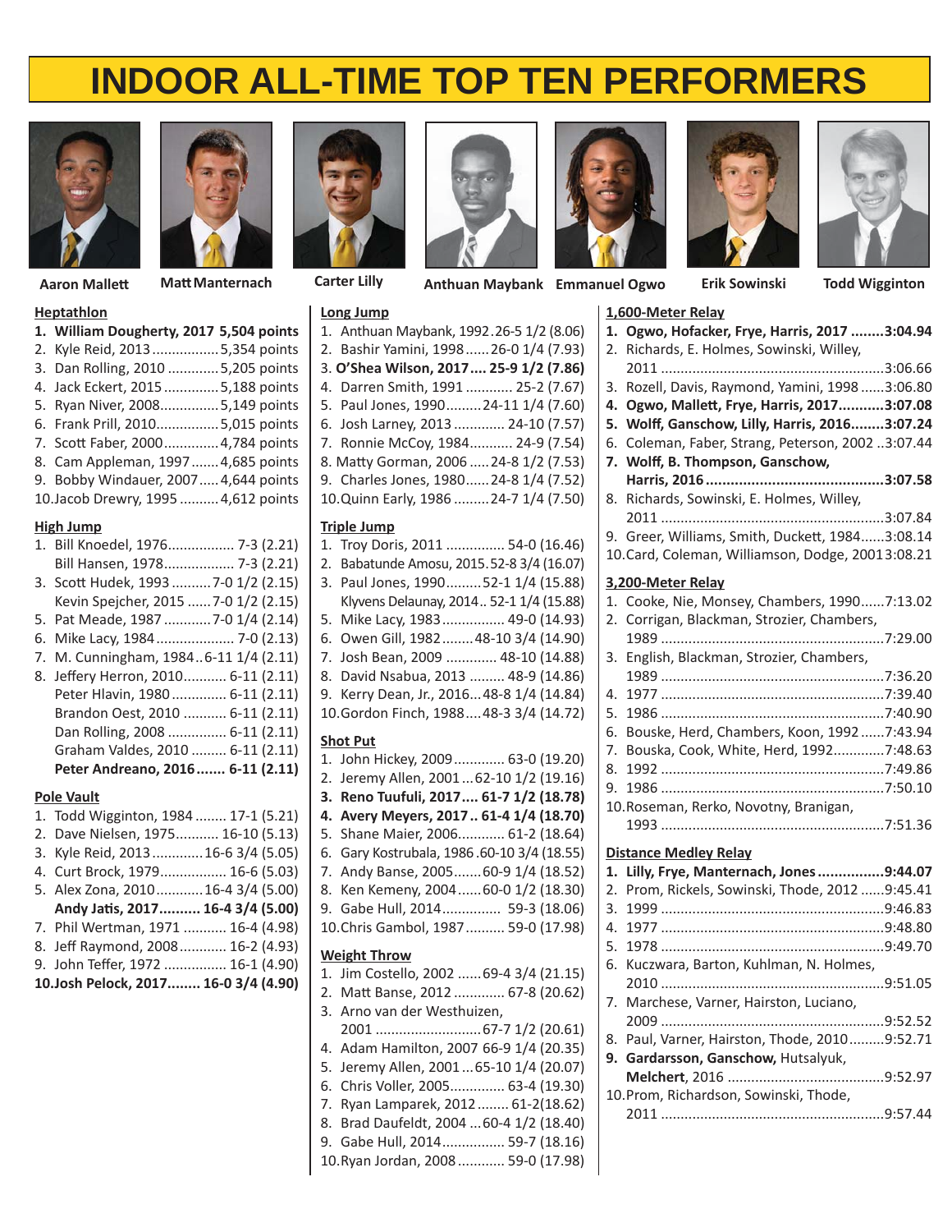# INDOOR ALL-TIME TOP TEN PERFORMERS

Aaron Mallett | Matt Mantenach | Carter Lilly | Anthuan Maybank | Emmanuel Ogwo | Erik Sowinski | Todd Wigginton

## Heptathlon

1. **William Dougherty, 2017 5,504 points**
2. Kyle Reid, 2013 ........ 5,354 points
3. Dan Rolling, 2010 ........ 5,205 points
4. Jack Eckert, 2015 ........ 5,188 points
5. Ryan Niver, 2008 ........ 5,149 points
6. Frank Prill, 2010 ........ 5,015 points
7. Scott Faber, 2000 ........ 4,784 points
8. Cam Appleman, 1997 ........ 4,685 points
9. Bobby Windauer, 2007 ........ 4,644 points
10. Jacob Drewry, 1995 ........ 4,612 points

## High Jump

1. Bill Knoedel, 1976 ........ 7-3 (2.21)
   Bill Hansen, 1978 ........ 7-3 (2.21)
3. Scott Hudek, 1993 ........ 7-0 1/2 (2.15)
   Kevin Spejcher, 2015 ........ 7-0 1/2 (2.15)
5. Pat Meade, 1987 ........ 7-0 1/4 (2.14)
6. Mike Lacy, 1984 ........ 7-0 (2.13)
7. M. Cunningham, 1984 ........ 6-11 1/4 (2.11)
8. Jeffery Herron, 2010 ........ 6-11 (2.11)
   Peter Hlavin, 1980 ........ 6-11 (2.11)
   Brandon Oest, 2010 ........ 6-11 (2.11)
   Dan Rolling, 2008 ........ 6-11 (2.11)
   Graham Valdes, 2010 ........ 6-11 (2.11)
   **Peter Andreano, 2016 ........ 6-11 (2.11)**

## Pole Vault

1. Todd Wigginton, 1984 ........ 17-1 (5.21)
2. Dave Nielsen, 1975 ........ 16-10 (5.13)
3. Kyle Reid, 2013 ........ 16-6 3/4 (5.05)
4. Curt Brock, 1979 ........ 16-6 (5.03)
5. Alex Zona, 2010 ........ 16-4 3/4 (5.00)
   **Andy Jatis, 2017 ........ 16-4 3/4 (5.00)**
7. Phil Wertman, 1971 ........ 16-4 (4.98)
8. Jeff Raymond, 2008 ........ 16-2 (4.93)
9. John Teffer, 1972 ........ 16-1 (4.90)
10. **Josh Pelock, 2017 ........ 16-0 3/4 (4.90)**

## Long Jump

1. Anthuan Maybank, 1992 ........ 26-5 1/2 (8.06)
2. Bashir Yamini, 1998 ........ 26-0 1/4 (7.93)
3. **O'Shea Wilson, 2017 ........ 25-9 1/2 (7.86)**
4. Darren Smith, 1991 ........ 25-2 (7.67)
5. Paul Jones, 1990 ........ 24-11 1/4 (7.60)
6. Josh Larney, 2013 ........ 24-10 (7.57)
7. Ronnie McCoy, 1984 ........ 24-9 (7.54)
8. Matty Gorman, 2006 ........ 24-8 1/2 (7.53)
9. Charles Jones, 1980 ........ 24-8 1/4 (7.52)
10. Quinn Early, 1986 ........ 24-7 1/4 (7.50)

## Triple Jump

1. Troy Doris, 2011 ........ 54-0 (16.46)
2. Babatunde Amosu, 2015 ........ 52-8 3/4 (16.07)
3. Paul Jones, 1990 ........ 52-1 1/4 (15.88)
   Klyvens Delaunay, 2014 ........ 52-1 1/4 (15.88)
5. Mike Lacy, 1983 ........ 49-0 (14.93)
6. Owen Gill, 1982 ........ 48-10 3/4 (14.90)
7. Josh Bean, 2009 ........ 48-10 (14.88)
8. David Nsabua, 2013 ........ 48-9 (14.86)
9. Kerry Dean, Jr., 2016 ........ 48-8 1/4 (14.84)
10. Gordon Finch, 1988 ........ 48-3 3/4 (14.72)

## Shot Put

1. John Hickey, 2009 ........ 63-0 (19.20)
2. Jeremy Allen, 2001 ........ 62-10 1/2 (19.16)
3. **Reno Tuufuli, 2017 ........ 61-7 1/2 (18.78)**
4. **Avery Meyers, 2017 ........ 61-4 1/4 (18.70)**
5. Shane Maier, 2006 ........ 61-2 (18.64)
6. Gary Kostrubala, 1986 ........ 60-10 3/4 (18.55)
7. Andy Banse, 2005 ........ 60-9 1/4 (18.52)
8. Ken Kemeny, 2004 ........ 60-0 1/2 (18.30)
9. Gabe Hull, 2014 ........ 59-3 (18.06)
10. Chris Gambol, 1987 ........ 59-0 (17.98)

## Weight Throw

1. Jim Costello, 2002 ........ 69-4 3/4 (21.15)
2. Matt Banse, 2012 ........ 67-8 (20.62)
3. Arno van der Westhuizen, 2001 ........ 67-7 1/2 (20.61)
4. Adam Hamilton, 2007 66-9 1/4 (20.35)
5. Jeremy Allen, 2001 ........ 65-10 1/4 (20.07)
6. Chris Voller, 2005 ........ 63-4 (19.30)
7. Ryan Lamparek, 2012 ........ 61-2 (18.62)
8. Brad Daufeldt, 2004 ........ 60-4 1/2 (18.40)
9. Gabe Hull, 2014 ........ 59-7 (18.16)
10. Ryan Jordan, 2008 ........ 59-0 (17.98)

## 1,600-Meter Relay

1. **Ogwo, Hofacker, Frye, Harris, 2017 ........ 3:04.94**
2. Richards, E. Holmes, Sowinski, Willey, 2011 ........ 3:06.66
3. Rozell, Davis, Raymond, Yamini, 1998 ........ 3:06.80
4. **Ogwo, Mallett, Frye, Harris, 2017 ........ 3:07.08**
5. **Wolff, Ganschow, Lilly, Harris, 2016 ........ 3:07.24**
6. Coleman, Faber, Strang, Peterson, 2002 ........ 3:07.44
7. **Wolff, B. Thompson, Ganschow, Harris, 2016 ........ 3:07.58**
8. Richards, Sowinski, E. Holmes, Willey, 2011 ........ 3:07.84
9. Greer, Williams, Smith, Duckett, 1984 ........ 3:08.14
10. Card, Coleman, Williamson, Dodge, 2001 ........ 3:08.21

## 3,200-Meter Relay

1. Cooke, Nie, Monsey, Chambers, 1990 ........ 7:13.02
2. Corrigan, Blackman, Strozier, Chambers, 1989 ........ 7:29.00
3. English, Blackman, Strozier, Chambers, 1989 ........ 7:36.20
4. 1977 ........ 7:39.40
5. 1986 ........ 7:40.90
6. Bouske, Herd, Chambers, Koon, 1992 ........ 7:43.94
7. Bouska, Cook, White, Herd, 1992 ........ 7:48.63
8. 1992 ........ 7:49.86
9. 1986 ........ 7:50.10
10. Roseman, Rerko, Novotny, Branigan, 1993 ........ 7:51.36

## Distance Medley Relay

1. **Lilly, Frye, Mantenach, Jones ........ 9:44.07**
2. Prom, Rickels, Sowinski, Thode, 2012 ........ 9:45.41
3. 1999 ........ 9:46.83
4. 1977 ........ 9:48.80
5. 1978 ........ 9:49.70
6. Kuczwara, Barton, Kuhlman, N. Holmes, 2010 ........ 9:51.05
7. Marchese, Varner, Hairston, Luciano, 2009 ........ 9:52.52
8. Paul, Varner, Hairston, Thode, 2010 ........ 9:52.71
9. **Gardarsson, Ganschow,** Hutsalyuk, **Melchert**, 2016 ........ 9:52.97
10. Prom, Richardson, Sowinski, Thode, 2011 ........ 9:57.44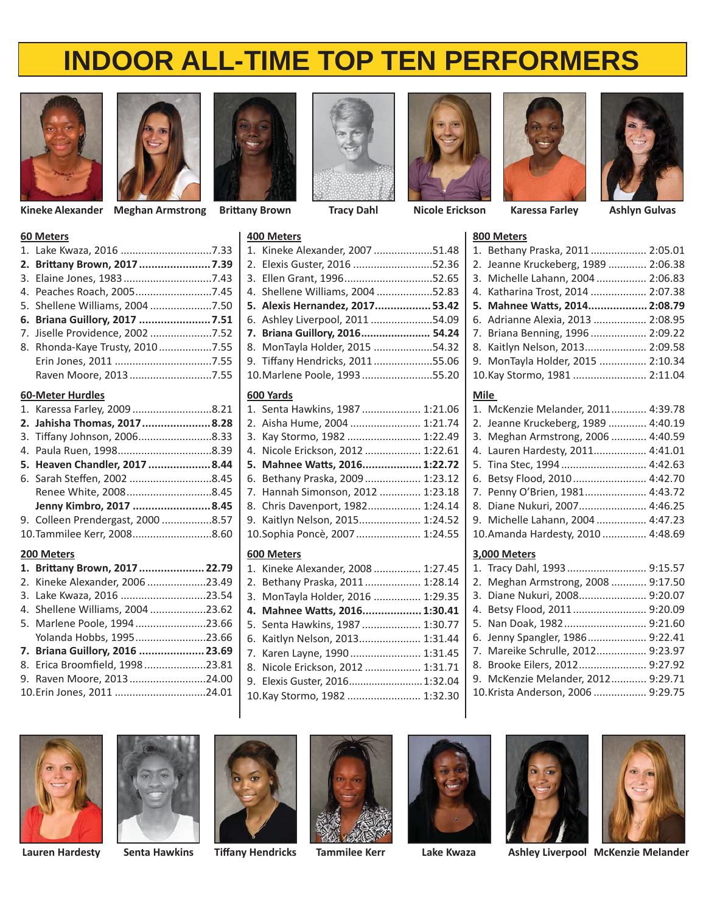# INDOOR ALL-TIME TOP TEN PERFORMERS

Kineke Alexander | Meghan Armstrong | Brittany Brown | Tracy Dahl | Nicole Erickson | Karessa Farley | Ashlyn Gulvas

## 60 Meters

1. Lake Kwaza, 2016 ....7.33
2. **Brittany Brown, 2017 ....7.39**
3. Elaine Jones, 1983 ....7.43
4. Peaches Roach, 2005 ....7.45
5. Shellene Williams, 2004 ....7.50
6. **Briana Guillory, 2017 ....7.51**
7. Jiselle Providence, 2002 ....7.52
8. Rhonda-Kaye Trusty, 2010 ....7.55
   Erin Jones, 2011 ....7.55
   Raven Moore, 2013 ....7.55

## 60-Meter Hurdles

1. Karessa Farley, 2009 ....8.21
2. **Jahisha Thomas, 2017 ....8.28**
3. Tiffany Johnson, 2006 ....8.33
4. Paula Ruen, 1998 ....8.39
5. **Heaven Chandler, 2017 ....8.44**
6. Sarah Steffen, 2002 ....8.45
   Renee White, 2008 ....8.45
   **Jenny Kimbro, 2017 ....8.45**
9. Colleen Prendergast, 2000 ....8.57
10. Tammilee Kerr, 2008 ....8.60

## 200 Meters

1. **Brittany Brown, 2017 ....22.79**
2. Kineke Alexander, 2006 ....23.49
3. Lake Kwaza, 2016 ....23.54
4. Shellene Williams, 2004 ....23.62
5. Marlene Poole, 1994 ....23.66
   Yolanda Hobbs, 1995 ....23.66
7. **Briana Guillory, 2016 ....23.69**
8. Erica Broomfield, 1998 ....23.81
9. Raven Moore, 2013 ....24.00
10. Erin Jones, 2011 ....24.01

## 400 Meters

1. Kineke Alexander, 2007 ....51.48
2. Elexis Guster, 2016 ....52.36
3. Ellen Grant, 1996 ....52.65
4. Shellene Williams, 2004 ....52.83
5. **Alexis Hernandez, 2017 ....53.42**
6. Ashley Liverpool, 2011 ....54.09
7. **Briana Guillory, 2016 .... 54.24**
8. MonTayla Holder, 2015 ....54.32
9. Tiffany Hendricks, 2011 ....55.06
10. Marlene Poole, 1993 ....55.20

## 600 Yards

1. Senta Hawkins, 1987 .... 1:21.06
2. Aisha Hume, 2004 .... 1:21.74
3. Kay Stormo, 1982 .... 1:22.49
4. Nicole Erickson, 2012 .... 1:22.61
5. **Mahnee Watts, 2016 .... 1:22.72**
6. Bethany Praska, 2009 .... 1:23.12
7. Hannah Simonson, 2012 .... 1:23.18
8. Chris Davenport, 1982 .... 1:24.14
9. Kaitlyn Nelson, 2015 .... 1:24.52
10. Sophia Poncè, 2007 .... 1:24.55

## 600 Meters

1. Kineke Alexander, 2008 .... 1:27.45
2. Bethany Praska, 2011 .... 1:28.14
3. MonTayla Holder, 2016 .... 1:29.35
4. **Mahnee Watts, 2016 .... 1:30.41**
5. Senta Hawkins, 1987 .... 1:30.77
6. Kaitlyn Nelson, 2013 .... 1:31.44
7. Karen Layne, 1990 .... 1:31.45
8. Nicole Erickson, 2012 .... 1:31.71
9. Elexis Guster, 2016 .... 1:32.04
10. Kay Stormo, 1982 .... 1:32.30

## 800 Meters

1. Bethany Praska, 2011 .... 2:05.01
2. Jeanne Kruckeberg, 1989 .... 2:06.38
3. Michelle Lahann, 2004 .... 2:06.83
4. Katharina Trost, 2014 .... 2:07.38
5. **Mahnee Watts, 2014 .... 2:08.79**
6. Adrianne Alexia, 2013 .... 2:08.95
7. Briana Benning, 1996 .... 2:09.22
8. Kaitlyn Nelson, 2013 .... 2:09.58
9. MonTayla Holder, 2015 .... 2:10.34
10. Kay Stormo, 1981 .... 2:11.04

## Mile

1. McKenzie Melander, 2011 .... 4:39.78
2. Jeanne Kruckeberg, 1989 .... 4:40.19
3. Meghan Armstrong, 2006 .... 4:40.59
4. Lauren Hardesty, 2011 .... 4:41.01
5. Tina Stec, 1994 .... 4:42.63
6. Betsy Flood, 2010 .... 4:42.70
7. Penny O'Brien, 1981 .... 4:43.72
8. Diane Nukuri, 2007 .... 4:46.25
9. Michelle Lahann, 2004 .... 4:47.23
10. Amanda Hardesty, 2010 .... 4:48.69

## 3,000 Meters

1. Tracy Dahl, 1993 .... 9:15.57
2. Meghan Armstrong, 2008 .... 9:17.50
3. Diane Nukuri, 2008 .... 9:20.07
4. Betsy Flood, 2011 .... 9:20.09
5. Nan Doak, 1982 .... 9:21.60
6. Jenny Spangler, 1986 .... 9:22.41
7. Mareike Schrulle, 2012 .... 9:23.97
8. Brooke Eilers, 2012 .... 9:27.92
9. McKenzie Melander, 2012 .... 9:29.71
10. Krista Anderson, 2006 .... 9:29.75

Lauren Hardesty | Senta Hawkins | Tiffany Hendricks | Tammilee Kerr | Lake Kwaza | Ashley Liverpool | McKenzie Melander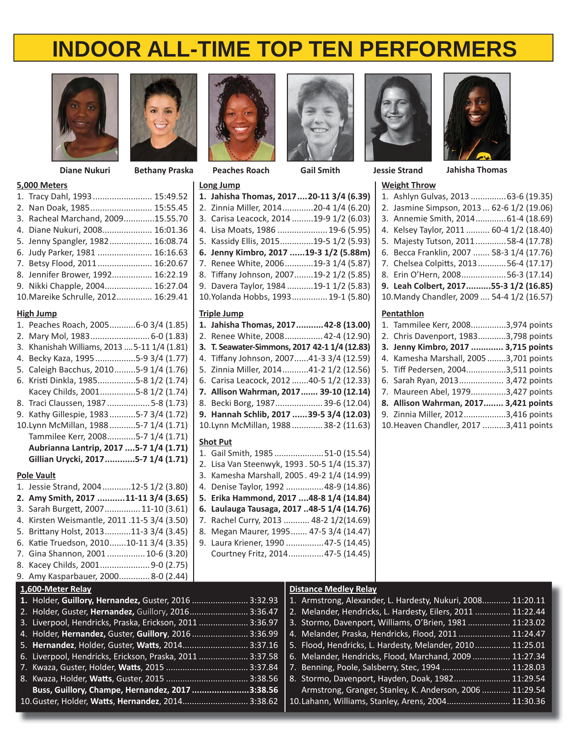# INDOOR ALL-TIME TOP TEN PERFORMERS

Diane Nukuri | Bethany Praska | Peaches Roach | Gail Smith | Jessie Strand | Jahisha Thomas

## 5,000 Meters

1. Tracy Dahl, 1993 ........................ 15:49.52
2. Nan Doak, 1985 ........................ 15:55.45
3. Racheal Marchand, 2009 ............ 15.55.70
4. Diane Nukuri, 2008 .................... 16:01.36
5. Jenny Spangler, 1982 ................. 16:08.74
6. Judy Parker, 1981 ...................... 16:16.63
7. Betsy Flood, 2011 ...................... 16:20.67
8. Jennifer Brower, 1992 ................ 16:22.19
9. Nikki Chapple, 2004 ................... 16:27.04
10. Mareike Schrulle, 2012 .............. 16:29.41

## High Jump

1. Peaches Roach, 2005 ..........6-0 3/4 (1.85)
2. Mary Mol, 1983 ........................ 6-0 (1.83)
3. Khanishah Williams, 2013 ....5-11 1/4 (1.81)
4. Becky Kaza, 1995 ................5-9 3/4 (1.77)
5. Caleigh Bacchus, 2010 .........5-9 1/4 (1.76)
6. Kristi Dinkla, 1985 ................5-8 1/2 (1.74)
   Kacey Childs, 2001 ...............5-8 1/2 (1.74)
8. Traci Claussen, 1987 ..................5-8 (1.73)
9. Kathy Gillespie, 1983 ...........5-7 3/4 (1.72)
10. Lynn McMillan, 1988 ...........5-7 1/4 (1.71)
   Tammilee Kerr, 2008 ............5-7 1/4 (1.71)
   **Aubrianna Lantrip, 2017 ....5-7 1/4 (1.71)**
   **Gillian Urycki, 2017 ............5-7 1/4 (1.71)**

## Pole Vault

1. Jessie Strand, 2004 ............12-5 1/2 (3.80)
2. **Amy Smith, 2017 ...........11-11 3/4 (3.65)**
3. Sarah Burgett, 2007 ..............11-10 (3.61)
4. Kirsten Weismantle, 2011 .11-5 3/4 (3.50)
5. Brittany Holst, 2013 ...........11-3 3/4 (3.45)
6. Katie Truedson, 2010 .......10-11 3/4 (3.35)
7. Gina Shannon, 2001 ................10-6 (3.20)
8. Kacey Childs, 2001 ......................9-0 (2.75)
9. Amy Kasparbauer, 2000 .............8-0 (2.44)

## Long Jump

1. **Jahisha Thomas, 2017 ....20-11 3/4 (6.39)**
2. Zinnia Miller, 2014 ............20-4 1/4 (6.20)
3. Carisa Leacock, 2014 .........19-9 1/2 (6.03)
4. Lisa Moats, 1986 ......................19-6 (5.95)
5. Kassidy Ellis, 2015 .............19-5 1/2 (5.93)
6. **Jenny Kimbro, 2017 ......19-3 1/2 (5.88m)**
7. Renee White, 2006 ............19-3 1/4 (5.87)
8. Tiffany Johnson, 2007 ........19-2 1/2 (5.85)
9. Davera Taylor, 1984 ...........19-1 1/2 (5.83)
10. Yolanda Hobbs, 1993 ...............19-1 (5.80)

## Triple Jump

1. **Jahisha Thomas, 2017 ...........42-8 (13.00)**
2. Renee White, 2008 ................42-4 (12.90)
3. **T. Seawater-Simmons, 2017 42-1 1/4 (12.83)**
4. Tiffany Johnson, 2007 ......41-3 3/4 (12.59)
5. Zinnia Miller, 2014 ...........41-2 1/2 (12.56)
6. Carisa Leacock, 2012 .......40-5 1/2 (12.33)
7. **Allison Wahrman, 2017 ....... 39-10 (12.14)**
8. Becki Borg, 1987 ....................39-6 (12.04)
9. **Hannah Schlib, 2017 ......39-5 3/4 (12.03)**
10. Lynn McMillan, 1988 .............38-2 (11.63)

## Shot Put

1. Gail Smith, 1985 .....................51-0 (15.54)
2. Lisa Van Steenwyk, 1993 . 50-5 1/4 (15.37)
3. Kamesha Marshall, 2005 . 49-2 1/4 (14.99)
4. Denise Taylor, 1992 ................48-9 (14.86)
5. **Erika Hammond, 2017 ....48-8 1/4 (14.84)**
6. **Laulauga Tausaga, 2017 ..48-5 1/4 (14.76)**
7. Rachel Curry, 2013 ........... 48-2 1/2(14.69)
8. Megan Maurer, 1995 ....... 47-5 3/4 (14.47)
9. Laura Kriener, 1990 ................47-5 (14.45)
   Courtney Fritz, 2014 ..............47-5 (14.45)

## Weight Throw

1. Ashlyn Gulvas, 2013 ...............63-6 (19.35)
2. Jasmine Simpson, 2013 ... 62-6 1/2 (19.06)
3. Annemie Smith, 2014 .............61-4 (18.69)
4. Kelsey Taylor, 2011 .......... 60-4 1/2 (18.40)
5. Majesty Tutson, 2011 .............58-4 (17.78)
6. Becca Franklin, 2007 ....... 58-3 1/4 (17.76)
7. Chelsea Colpitts, 2013 ............56-4 (17.17)
8. Erin O'Hern, 2008 ...................56-3 (17.14)
9. **Leah Colbert, 2017 ..........55-3 1/2 (16.85)**
10. Mandy Chandler, 2009 .... 54-4 1/2 (16.57)

## Pentathlon

1. Tammilee Kerr, 2008 ...............3,974 points
2. Chris Davenport, 1983 ............3,798 points
3. **Jenny Kimbro, 2017 ............ 3,715 points**
4. Kamesha Marshall, 2005 ........3,701 points
5. Tiff Pedersen, 2004 .................3,511 points
6. Sarah Ryan, 2013 ................... 3,472 points
7. Maureen Abel, 1979 ...............3,427 points
8. **Allison Wahrman, 2017 ........ 3,421 points**
9. Zinnia Miller, 2012 ..................3,416 points
10. Heaven Chandler, 2017 ..........3,411 points

## 1,600-Meter Relay

1. **Holder, Guillory, Hernandez,** Guster, 2016 ........................ 3:32.93
2. Holder, Guster, **Hernandez,** Guillory, 2016 ........................ 3:36.47
3. Liverpool, Hendricks, Praska, Erickson, 2011 .................... 3:36.97
4. Holder, **Hernandez,** Guster, **Guillory,** 2016 ........................ 3:36.99
5. **Hernandez,** Holder, Guster, **Watts,** 2014 ........................... 3:37.16
6. Liverpool, Hendricks, Erickson, Praska, 2011 .................... 3:37.58
7. Kwaza, Guster, Holder, **Watts,** 2015 ................................. 3:37.84
8. Kwaza, Holder, **Watts,** Guster, 2015 ................................. 3:38.56
   **Buss, Guillory, Champe, Hernandez, 2017 .......................3:38.56**
10. Guster, Holder, **Watts, Hernandez,** 2014 ........................... 3:38.62

## Distance Medley Relay

1. Armstrong, Alexander, L. Hardesty, Nukuri, 2008 ........... 11:20.11
2. Melander, Hendricks, L. Hardesty, Eilers, 2011 .............. 11:22.44
3. Stormo, Davenport, Williams, O'Brien, 1981 ................. 11:23.02
4. Melander, Praska, Hendricks, Flood, 2011 ..................... 11:24.47
5. Flood, Hendricks, L. Hardesty, Melander, 2010 ............... 11:25.01
6. Melander, Hendricks, Flood, Marchand, 2009 ................ 11:27.34
7. Benning, Poole, Salsberry, Stec, 1994 ............................ 11:28.03
8. Stormo, Davenport, Hayden, Doak, 1982 ....................... 11:29.54
   Armstrong, Granger, Stanley, K. Anderson, 2006 ............ 11:29.54
10. Lahann, Williams, Stanley, Arens, 2004 .......................... 11:30.36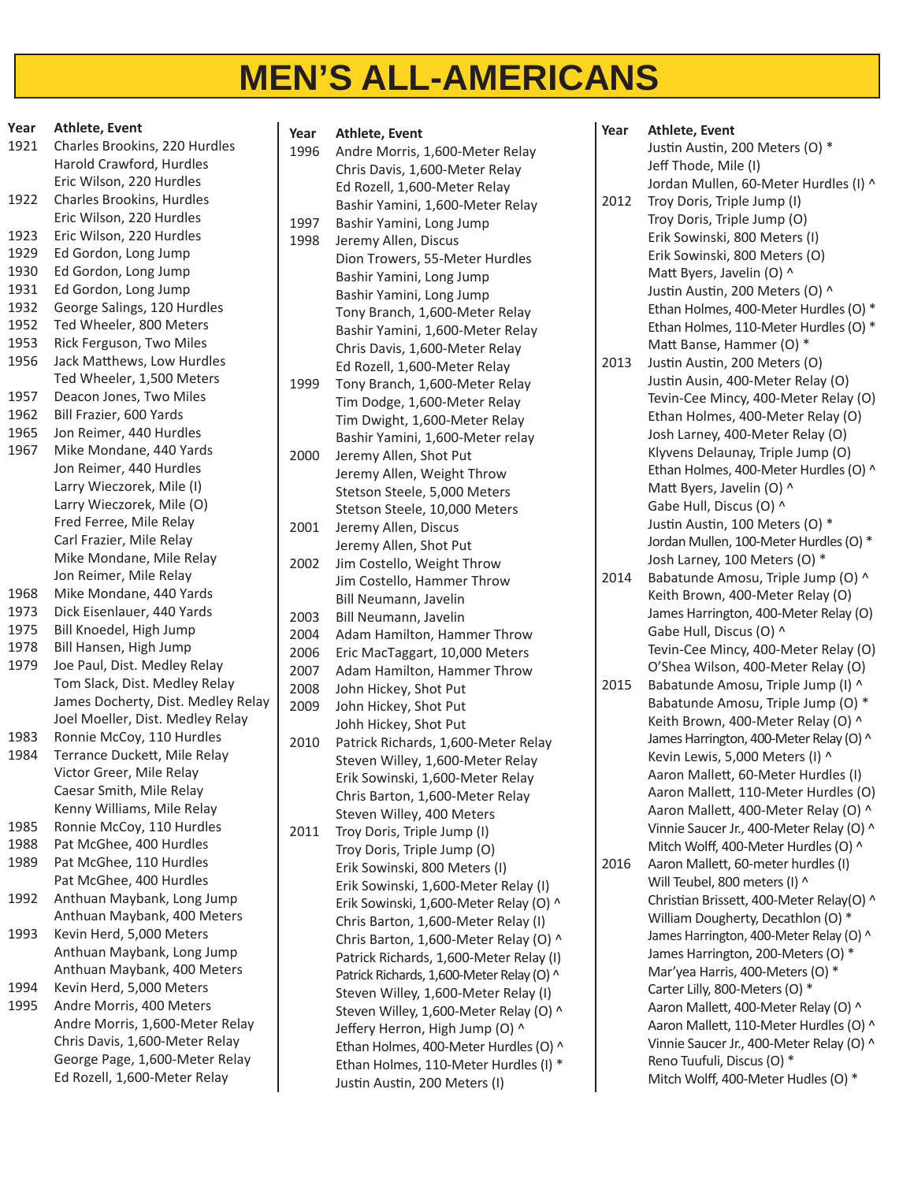# MEN'S ALL-AMERICANS

| Year | Athlete, Event |
|---|---|
| 1921 | Charles Brookins, 220 Hurdles |
| | Harold Crawford, Hurdles |
| | Eric Wilson, 220 Hurdles |
| 1922 | Charles Brookins, Hurdles |
| | Eric Wilson, 220 Hurdles |
| 1923 | Eric Wilson, 220 Hurdles |
| 1929 | Ed Gordon, Long Jump |
| 1930 | Ed Gordon, Long Jump |
| 1931 | Ed Gordon, Long Jump |
| 1932 | George Salings, 120 Hurdles |
| 1952 | Ted Wheeler, 800 Meters |
| 1953 | Rick Ferguson, Two Miles |
| 1956 | Jack Matthews, Low Hurdles |
| | Ted Wheeler, 1,500 Meters |
| 1957 | Deacon Jones, Two Miles |
| 1962 | Bill Frazier, 600 Yards |
| 1965 | Jon Reimer, 440 Hurdles |
| 1967 | Mike Mondane, 440 Yards |
| | Jon Reimer, 440 Hurdles |
| | Larry Wieczorek, Mile (I) |
| | Larry Wieczorek, Mile (O) |
| | Fred Ferree, Mile Relay |
| | Carl Frazier, Mile Relay |
| | Mike Mondane, Mile Relay |
| | Jon Reimer, Mile Relay |
| 1968 | Mike Mondane, 440 Yards |
| 1973 | Dick Eisenlauer, 440 Yards |
| 1975 | Bill Knoedel, High Jump |
| 1978 | Bill Hansen, High Jump |
| 1979 | Joe Paul, Dist. Medley Relay |
| | Tom Slack, Dist. Medley Relay |
| | James Docherty, Dist. Medley Relay |
| | Joel Moeller, Dist. Medley Relay |
| 1983 | Ronnie McCoy, 110 Hurdles |
| 1984 | Terrance Duckett, Mile Relay |
| | Victor Greer, Mile Relay |
| | Caesar Smith, Mile Relay |
| | Kenny Williams, Mile Relay |
| 1985 | Ronnie McCoy, 110 Hurdles |
| 1988 | Pat McGhee, 400 Hurdles |
| 1989 | Pat McGhee, 110 Hurdles |
| | Pat McGhee, 400 Hurdles |
| 1992 | Anthuan Maybank, Long Jump |
| | Anthuan Maybank, 400 Meters |
| 1993 | Kevin Herd, 5,000 Meters |
| | Anthuan Maybank, Long Jump |
| | Anthuan Maybank, 400 Meters |
| 1994 | Kevin Herd, 5,000 Meters |
| 1995 | Andre Morris, 400 Meters |
| | Andre Morris, 1,600-Meter Relay |
| | Chris Davis, 1,600-Meter Relay |
| | George Page, 1,600-Meter Relay |
| | Ed Rozell, 1,600-Meter Relay |
| 1996 | Andre Morris, 1,600-Meter Relay |
| | Chris Davis, 1,600-Meter Relay |
| | Ed Rozell, 1,600-Meter Relay |
| | Bashir Yamini, 1,600-Meter Relay |
| 1997 | Bashir Yamini, Long Jump |
| 1998 | Jeremy Allen, Discus |
| | Dion Trowers, 55-Meter Hurdles |
| | Bashir Yamini, Long Jump |
| | Bashir Yamini, Long Jump |
| | Tony Branch, 1,600-Meter Relay |
| | Bashir Yamini, 1,600-Meter Relay |
| | Chris Davis, 1,600-Meter Relay |
| | Ed Rozell, 1,600-Meter Relay |
| 1999 | Tony Branch, 1,600-Meter Relay |
| | Tim Dodge, 1,600-Meter Relay |
| | Tim Dwight, 1,600-Meter Relay |
| | Bashir Yamini, 1,600-Meter relay |
| 2000 | Jeremy Allen, Shot Put |
| | Jeremy Allen, Weight Throw |
| | Stetson Steele, 5,000 Meters |
| | Stetson Steele, 10,000 Meters |
| 2001 | Jeremy Allen, Discus |
| | Jeremy Allen, Shot Put |
| 2002 | Jim Costello, Weight Throw |
| | Jim Costello, Hammer Throw |
| | Bill Neumann, Javelin |
| 2003 | Bill Neumann, Javelin |
| 2004 | Adam Hamilton, Hammer Throw |
| 2006 | Eric MacTaggart, 10,000 Meters |
| 2007 | Adam Hamilton, Hammer Throw |
| 2008 | John Hickey, Shot Put |
| 2009 | John Hickey, Shot Put |
| | Johh Hickey, Shot Put |
| 2010 | Patrick Richards, 1,600-Meter Relay |
| | Steven Willey, 1,600-Meter Relay |
| | Erik Sowinski, 1,600-Meter Relay |
| | Chris Barton, 1,600-Meter Relay |
| | Steven Willey, 400 Meters |
| 2011 | Troy Doris, Triple Jump (I) |
| | Troy Doris, Triple Jump (O) |
| | Erik Sowinski, 800 Meters (I) |
| | Erik Sowinski, 1,600-Meter Relay (I) |
| | Erik Sowinski, 1,600-Meter Relay (O) ^ |
| | Chris Barton, 1,600-Meter Relay (I) |
| | Chris Barton, 1,600-Meter Relay (O) ^ |
| | Patrick Richards, 1,600-Meter Relay (I) |
| | Patrick Richards, 1,600-Meter Relay (O) ^ |
| | Steven Willey, 1,600-Meter Relay (I) |
| | Steven Willey, 1,600-Meter Relay (O) ^ |
| | Jeffery Herron, High Jump (O) ^ |
| | Ethan Holmes, 400-Meter Hurdles (O) ^ |
| | Ethan Holmes, 110-Meter Hurdles (I) * |
| | Justin Austin, 200 Meters (I) |
| | Justin Austin, 200 Meters (O) * |
| | Jeff Thode, Mile (I) |
| | Jordan Mullen, 60-Meter Hurdles (I) ^ |
| 2012 | Troy Doris, Triple Jump (I) |
| | Troy Doris, Triple Jump (O) |
| | Erik Sowinski, 800 Meters (I) |
| | Erik Sowinski, 800 Meters (O) |
| | Matt Byers, Javelin (O) ^ |
| | Justin Austin, 200 Meters (O) ^ |
| | Ethan Holmes, 400-Meter Hurdles (O) * |
| | Ethan Holmes, 110-Meter Hurdles (O) * |
| | Matt Banse, Hammer (O) * |
| 2013 | Justin Austin, 200 Meters (O) |
| | Justin Ausin, 400-Meter Relay (O) |
| | Tevin-Cee Mincy, 400-Meter Relay (O) |
| | Ethan Holmes, 400-Meter Relay (O) |
| | Josh Larney, 400-Meter Relay (O) |
| | Klyvens Delaunay, Triple Jump (O) |
| | Ethan Holmes, 400-Meter Hurdles (O) ^ |
| | Matt Byers, Javelin (O) ^ |
| | Gabe Hull, Discus (O) ^ |
| | Justin Austin, 100 Meters (O) * |
| | Jordan Mullen, 100-Meter Hurdles (O) * |
| | Josh Larney, 100 Meters (O) * |
| 2014 | Babatunde Amosu, Triple Jump (O) ^ |
| | Keith Brown, 400-Meter Relay (O) |
| | James Harrington, 400-Meter Relay (O) |
| | Gabe Hull, Discus (O) ^ |
| | Tevin-Cee Mincy, 400-Meter Relay (O) |
| | O'Shea Wilson, 400-Meter Relay (O) |
| 2015 | Babatunde Amosu, Triple Jump (I) ^ |
| | Babatunde Amosu, Triple Jump (O) * |
| | Keith Brown, 400-Meter Relay (O) ^ |
| | James Harrington, 400-Meter Relay (O) ^ |
| | Kevin Lewis, 5,000 Meters (I) ^ |
| | Aaron Mallett, 60-Meter Hurdles (I) |
| | Aaron Mallett, 110-Meter Hurdles (O) |
| | Aaron Mallett, 400-Meter Relay (O) ^ |
| | Vinnie Saucer Jr., 400-Meter Relay (O) ^ |
| | Mitch Wolff, 400-Meter Hurdles (O) ^ |
| 2016 | Aaron Mallett, 60-meter hurdles (I) |
| | Will Teubel, 800 meters (I) ^ |
| | Christian Brissett, 400-Meter Relay(O) ^ |
| | William Dougherty, Decathlon (O) * |
| | James Harrington, 400-Meter Relay (O) ^ |
| | James Harrington, 200-Meters (O) * |
| | Mar'yea Harris, 400-Meters (O) * |
| | Carter Lilly, 800-Meters (O) * |
| | Aaron Mallett, 400-Meter Relay (O) ^ |
| | Aaron Mallett, 110-Meter Hurdles (O) ^ |
| | Vinnie Saucer Jr., 400-Meter Relay (O) ^ |
| | Reno Tuufuli, Discus (O) * |
| | Mitch Wolff, 400-Meter Hudles (O) * |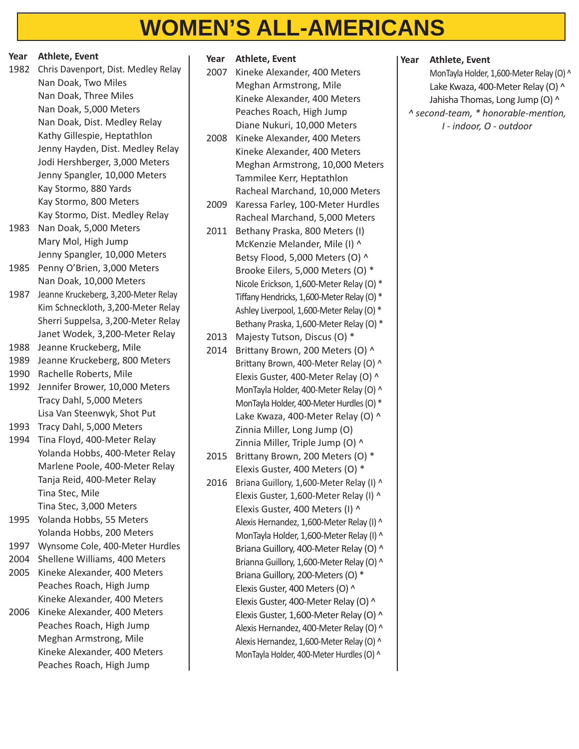# WOMEN'S ALL-AMERICANS

| Year | Athlete, Event |
|---|---|
| 1982 | Chris Davenport, Dist. Medley Relay |
| | Nan Doak, Two Miles |
| | Nan Doak, Three Miles |
| | Nan Doak, 5,000 Meters |
| | Nan Doak, Dist. Medley Relay |
| | Kathy Gillespie, Heptathlon |
| | Jenny Hayden, Dist. Medley Relay |
| | Jodi Hershberger, 3,000 Meters |
| | Jenny Spangler, 10,000 Meters |
| | Kay Stormo, 880 Yards |
| | Kay Stormo, 800 Meters |
| | Kay Stormo, Dist. Medley Relay |
| 1983 | Nan Doak, 5,000 Meters |
| | Mary Mol, High Jump |
| | Jenny Spangler, 10,000 Meters |
| 1985 | Penny O'Brien, 3,000 Meters |
| | Nan Doak, 10,000 Meters |
| 1987 | Jeanne Kruckeberg, 3,200-Meter Relay |
| | Kim Schneckloth, 3,200-Meter Relay |
| | Sherri Suppelsa, 3,200-Meter Relay |
| | Janet Wodek, 3,200-Meter Relay |
| 1988 | Jeanne Kruckeberg, Mile |
| 1989 | Jeanne Kruckeberg, 800 Meters |
| 1990 | Rachelle Roberts, Mile |
| 1992 | Jennifer Brower, 10,000 Meters |
| | Tracy Dahl, 5,000 Meters |
| | Lisa Van Steenwyk, Shot Put |
| 1993 | Tracy Dahl, 5,000 Meters |
| 1994 | Tina Floyd, 400-Meter Relay |
| | Yolanda Hobbs, 400-Meter Relay |
| | Marlene Poole, 400-Meter Relay |
| | Tanja Reid, 400-Meter Relay |
| | Tina Stec, Mile |
| | Tina Stec, 3,000 Meters |
| 1995 | Yolanda Hobbs, 55 Meters |
| | Yolanda Hobbs, 200 Meters |
| 1997 | Wynsome Cole, 400-Meter Hurdles |
| 2004 | Shellene Williams, 400 Meters |
| 2005 | Kineke Alexander, 400 Meters |
| | Peaches Roach, High Jump |
| | Kineke Alexander, 400 Meters |
| 2006 | Kineke Alexander, 400 Meters |
| | Peaches Roach, High Jump |
| | Meghan Armstrong, Mile |
| | Kineke Alexander, 400 Meters |
| | Peaches Roach, High Jump |
| 2007 | Kineke Alexander, 400 Meters |
| | Meghan Armstrong, Mile |
| | Kineke Alexander, 400 Meters |
| | Peaches Roach, High Jump |
| | Diane Nukuri, 10,000 Meters |
| 2008 | Kineke Alexander, 400 Meters |
| | Kineke Alexander, 400 Meters |
| | Meghan Armstrong, 10,000 Meters |
| | Tammilee Kerr, Heptathlon |
| | Racheal Marchand, 10,000 Meters |
| 2009 | Karessa Farley, 100-Meter Hurdles |
| | Racheal Marchand, 5,000 Meters |
| 2011 | Bethany Praska, 800 Meters (I) |
| | McKenzie Melander, Mile (I) ^ |
| | Betsy Flood, 5,000 Meters (O) ^ |
| | Brooke Eilers, 5,000 Meters (O) * |
| | Nicole Erickson, 1,600-Meter Relay (O) * |
| | Tiffany Hendricks, 1,600-Meter Relay (O) * |
| | Ashley Liverpool, 1,600-Meter Relay (O) * |
| | Bethany Praska, 1,600-Meter Relay (O) * |
| 2013 | Majesty Tutson, Discus (O) * |
| 2014 | Brittany Brown, 200 Meters (O) ^ |
| | Brittany Brown, 400-Meter Relay (O) ^ |
| | Elexis Guster, 400-Meter Relay (O) ^ |
| | MonTayla Holder, 400-Meter Relay (O) ^ |
| | MonTayla Holder, 400-Meter Hurdles (O) * |
| | Lake Kwaza, 400-Meter Relay (O) ^ |
| | Zinnia Miller, Long Jump (O) |
| | Zinnia Miller, Triple Jump (O) ^ |
| 2015 | Brittany Brown, 200 Meters (O) * |
| | Elexis Guster, 400 Meters (O) * |
| 2016 | Briana Guillory, 1,600-Meter Relay (I) ^ |
| | Elexis Guster, 1,600-Meter Relay (I) ^ |
| | Elexis Guster, 400 Meters (I) ^ |
| | Alexis Hernandez, 1,600-Meter Relay (I) ^ |
| | MonTayla Holder, 1,600-Meter Relay (I) ^ |
| | Briana Guillory, 400-Meter Relay (O) ^ |
| | Brianna Guillory, 1,600-Meter Relay (O) ^ |
| | Briana Guillory, 200-Meters (O) * |
| | Elexis Guster, 400 Meters (O) ^ |
| | Elexis Guster, 400-Meter Relay (O) ^ |
| | Elexis Guster, 1,600-Meter Relay (O) ^ |
| | Alexis Hernandez, 400-Meter Relay (O) ^ |
| | Alexis Hernandez, 1,600-Meter Relay (O) ^ |
| | MonTayla Holder, 400-Meter Hurdles (O) ^ |
| | MonTayla Holder, 1,600-Meter Relay (O) ^ |
| | Lake Kwaza, 400-Meter Relay (O) ^ |
| | Jahisha Thomas, Long Jump (O) ^ |

*^ second-team, * honorable-mention, I - indoor, O - outdoor*